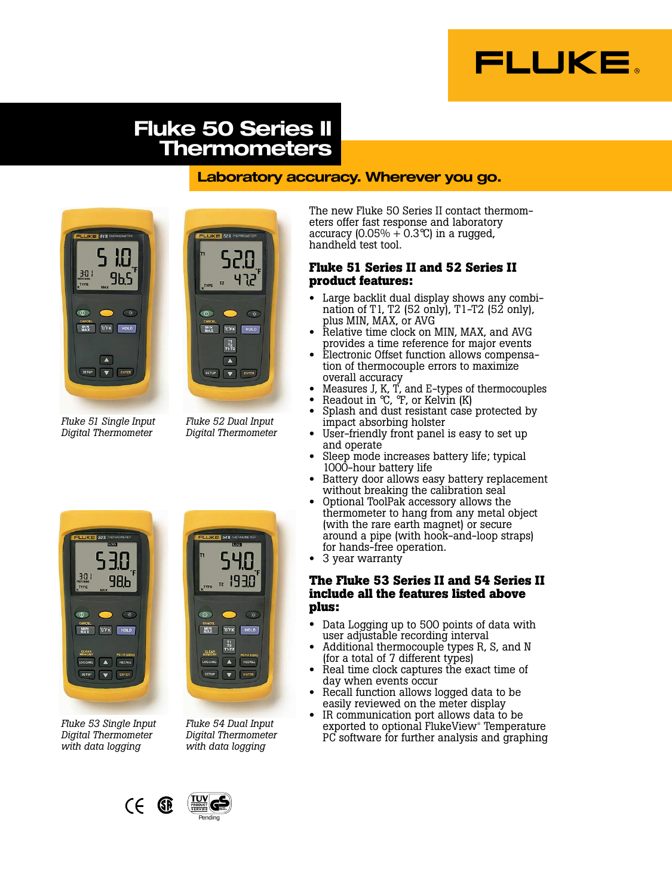FLUKE®

# Fluke 50 Series II Thermometers

## Laboratory accuracy. Wherever you go.

*Fluke 51 Single Input Digital Thermometer*

*Fluke 52 Dual Input Digital Thermometer*

*Fluke 53 Single Input Digital Thermometer with data logging*

*Fluke 54 Dual Input Digital Thermometer with data logging*

The new Fluke 50 Series II contact thermometers offer fast response and laboratory accuracy (0.05% + 0.3℃) in a rugged, handheld test tool.

### Fluke 51 Series II and 52 Series II product features:

- Large backlit dual display shows any combination of T1, T2 (52 only), T1-T2 (52 only), plus MIN, MAX, or AVG
- Relative time clock on MIN, MAX, and AVG provides a time reference for major events
- Electronic Offset function allows compensation of thermocouple errors to maximize overall accuracy
- Measures J, K, T, and E-types of thermocouples
- Readout in ℃, ℉, or Kelvin (K)
- Splash and dust resistant case protected by impact absorbing holster
- User-friendly front panel is easy to set up and operate
- Sleep mode increases battery life; typical 1000-hour battery life
- Battery door allows easy battery replacement without breaking the calibration seal
- Optional ToolPak accessory allows the thermometer to hang from any metal object (with the rare earth magnet) or secure around a pipe (with hook-and-loop straps) for hands-free operation.
- 3 year warranty

### The Fluke 53 Series II and 54 Series II include all the features listed above plus:

- Data Logging up to 500 points of data with user adjustable recording interval
- Additional thermocouple types R, S, and N (for a total of 7 different types)
- Real time clock captures the exact time of day when events occur
- Recall function allows logged data to be easily reviewed on the meter display
- IR communication port allows data to be exported to optional FlukeView® Temperature PC software for further analysis and graphing

Pending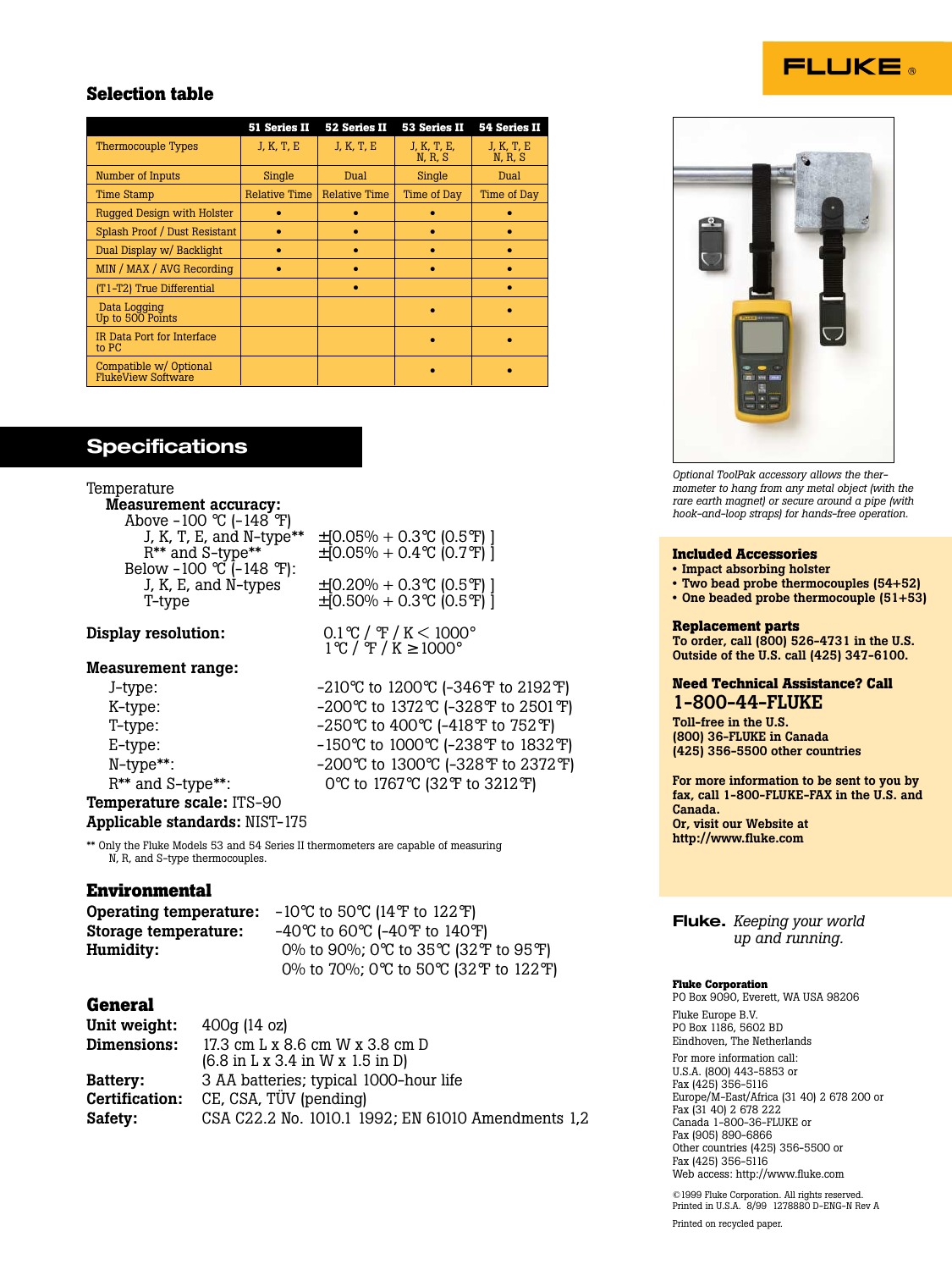## Selection table

| | 51 Series II | 52 Series II | 53 Series II | 54 Series II |
|---|---|---|---|---|
| Thermocouple Types | J, K, T, E | J, K, T, E | J, K, T, E, N, R, S | J, K, T, E N, R, S |
| Number of Inputs | Single | Dual | Single | Dual |
| Time Stamp | Relative Time | Relative Time | Time of Day | Time of Day |
| Rugged Design with Holster | • | • | • | • |
| Splash Proof / Dust Resistant | • | • | • | • |
| Dual Display w/ Backlight | • | • | • | • |
| MIN / MAX / AVG Recording | • | • | • | • |
| (T1-T2) True Differential | | • | | • |
| Data Logging Up to 500 Points | | | • | • |
| IR Data Port for Interface to PC | | | • | • |
| Compatible w/ Optional FlukeView Software | | | • | • |

*Optional ToolPak accessory allows the thermometer to hang from any metal object (with the rare earth magnet) or secure around a pipe (with hook-and-loop straps) for hands-free operation.*

## Specifications

Temperature

**Measurement accuracy:**

Above -100 ℃ (-148 ℉)

| | |
|---|---|
| J, K, T, E, and N-type** | ±[0.05% + 0.3℃ (0.5℉) ] |
| R** and S-type** | ±[0.05% + 0.4℃ (0.7℉) ] |

Below -100 ℃ (-148 ℉):

| | |
|---|---|
| J, K, E, and N-types | ±[0.20% + 0.3℃ (0.5℉) ] |
| T-type | ±[0.50% + 0.3℃ (0.5℉) ] |

**Display resolution:** 0.1℃ / ℉ / K < 1000°; 1℃ / ℉ / K ≥ 1000°

**Measurement range:**

| | |
|---|---|
| J-type: | -210℃ to 1200℃ (-346℉ to 2192℉) |
| K-type: | -200℃ to 1372℃ (-328℉ to 2501℉) |
| T-type: | -250℃ to 400℃ (-418℉ to 752℉) |
| E-type: | -150℃ to 1000℃ (-238℉ to 1832℉) |
| N-type**: | -200℃ to 1300℃ (-328℉ to 2372℉) |
| R** and S-type**: | 0℃ to 1767℃ (32℉ to 3212℉) |

**Temperature scale:** ITS-90

**Applicable standards:** NIST-175

** Only the Fluke Models 53 and 54 Series II thermometers are capable of measuring N, R, and S-type thermocouples.

### Environmental

**Operating temperature:** -10℃ to 50℃ (14℉ to 122℉)

**Storage temperature:** -40℃ to 60℃ (-40℉ to 140℉)

**Humidity:** 0% to 90%; 0℃ to 35℃ (32℉ to 95℉)
0% to 70%; 0℃ to 50℃ (32℉ to 122℉)

### General

**Unit weight:** 400g (14 oz)

**Dimensions:** 17.3 cm L x 8.6 cm W x 3.8 cm D (6.8 in L x 3.4 in W x 1.5 in D)

**Battery:** 3 AA batteries; typical 1000-hour life

**Certification:** CE, CSA, TÜV (pending)

**Safety:** CSA C22.2 No. 1010.1 1992; EN 61010 Amendments 1,2

**Included Accessories**
- Impact absorbing holster
- Two bead probe thermocouples (54+52)
- One beaded probe thermocouple (51+53)

**Replacement parts**
**To order, call (800) 526-4731 in the U.S. Outside of the U.S. call (425) 347-6100.**

**Need Technical Assistance? Call**
**1-800-44-FLUKE**
**Toll-free in the U.S.**
**(800) 36-FLUKE in Canada**
**(425) 356-5500 other countries**

**For more information to be sent to you by fax, call 1-800-FLUKE-FAX in the U.S. and Canada.**
**Or, visit our Website at http://www.fluke.com**

**Fluke.** *Keeping your world up and running.*

**Fluke Corporation**
PO Box 9090, Everett, WA USA 98206

Fluke Europe B.V.
PO Box 1186, 5602 BD
Eindhoven, The Netherlands

For more information call:
U.S.A. (800) 443-5853 or
Fax (425) 356-5116
Europe/M-East/Africa (31 40) 2 678 200 or
Fax (31 40) 2 678 222
Canada 1-800-36-FLUKE or
Fax (905) 890-6866
Other countries (425) 356-5500 or
Fax (425) 356-5116
Web access: http://www.fluke.com

©1999 Fluke Corporation. All rights reserved.
Printed in U.S.A. 8/99 1278880 D-ENG-N Rev A

Printed on recycled paper.